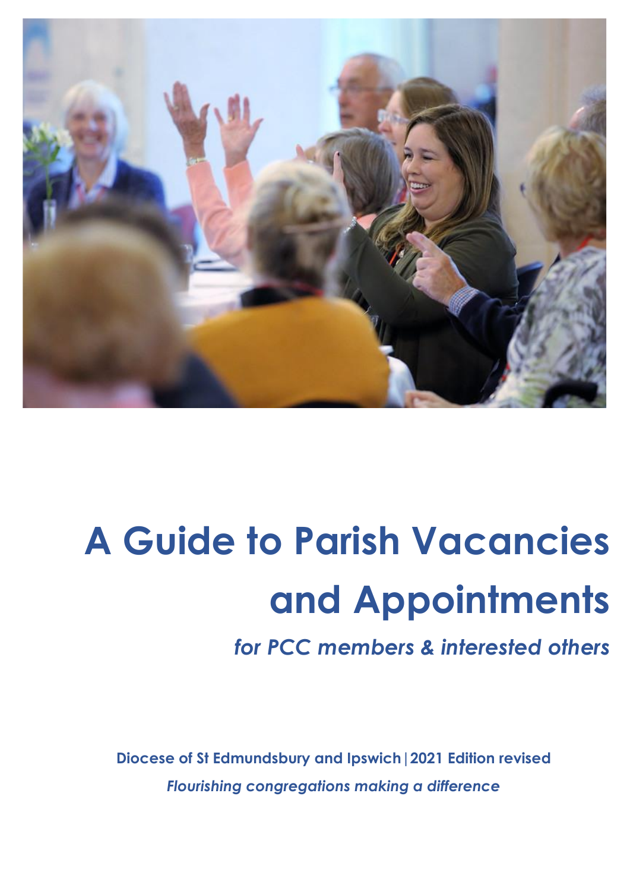# A Guide to Parish Vacancies and Appointments

*for PCC members & interested others*

**Diocese of St Edmundsbury and Ipswich | 2021 Edition revised**

***Flourishing congregations making a difference***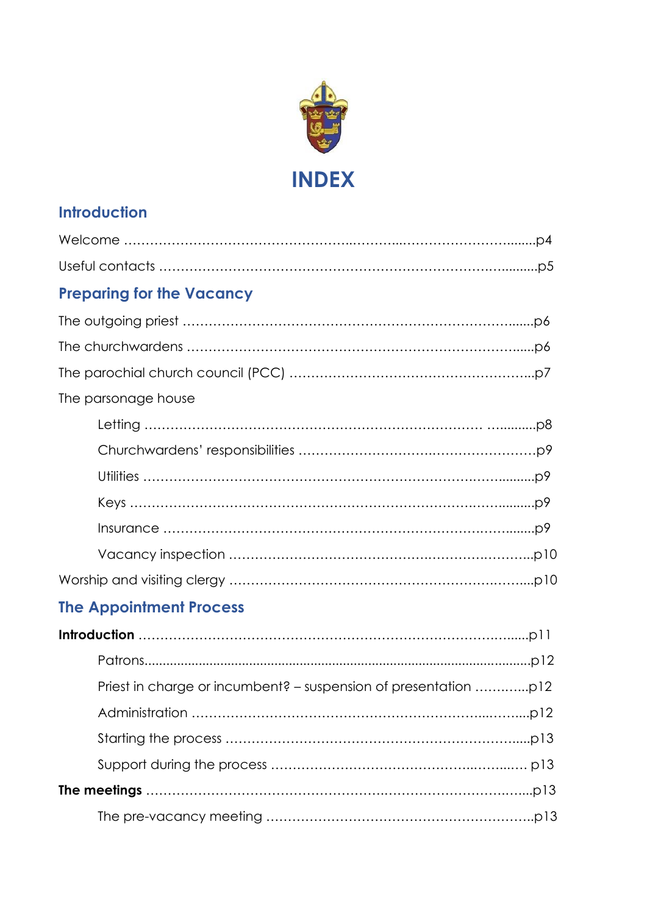# INDEX

## Introduction

Welcome ………………………………………………………………………………p4

Useful contacts ……………………………………………………………………p5

## Preparing for the Vacancy

The outgoing priest ………………………………………………………………p6

The churchwardens ………………………………………………………………p6

The parochial church council (PCC) ……………………………………………p7

The parsonage house

- Letting ……………………………………………………………………p8
- Churchwardens' responsibilities …………………………………………p9
- Utilities ……………………………………………………………………p9
- Keys …………………………………………………………………………p9
- Insurance …………………………………………………………………p9
- Vacancy inspection ………………………………………………………p10

Worship and visiting clergy ………………………………………………………p10

## The Appointment Process

**Introduction** ………………………………………………………………………p11

- Patrons…………………………………………………………………………p12
- Priest in charge or incumbent? – suspension of presentation …………p12
- Administration ……………………………………………………………p12
- Starting the process ………………………………………………………p13
- Support during the process ………………………………………………p13

**The meetings** ………………………………………………………………………p13

- The pre-vacancy meeting …………………………………………………p13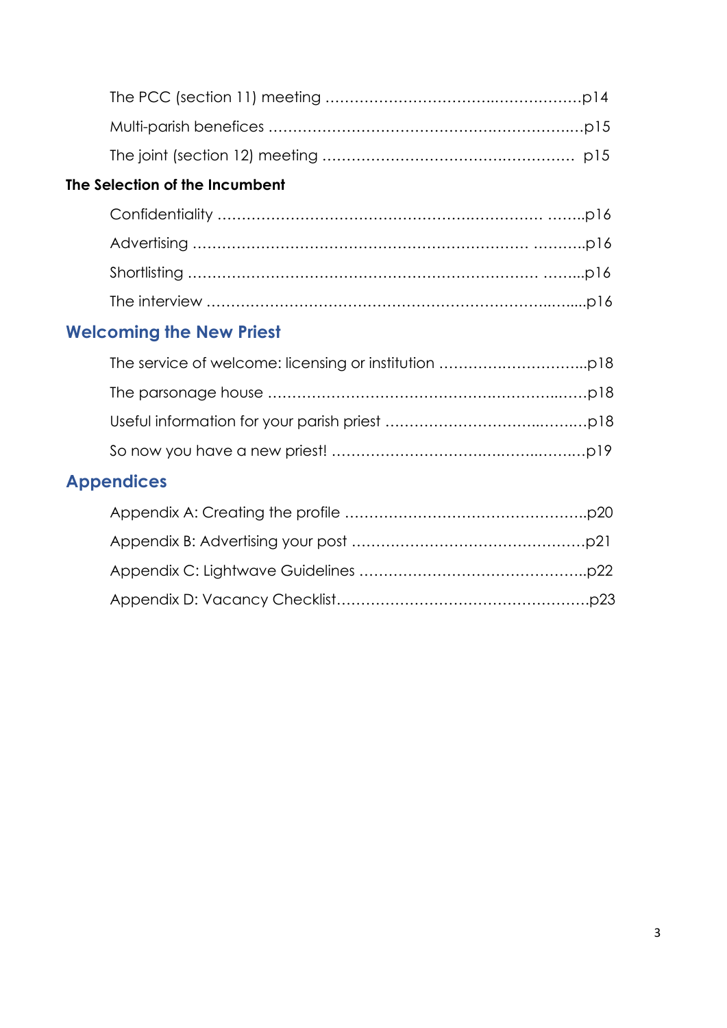The PCC (section 11) meeting ……………………………..………………p14

Multi-parish benefices ……………………….…….………….……………..…p15

The joint (section 12) meeting ……………….……………….…………… p15

**The Selection of the Incumbent**

Confidentiality …………………………………………….…………… ……..p16

Advertising ………………………………………………………… ………..p16

Shortlisting …………………………………………………………… ……...p16

The interview ……………………………………………………………..…....p16

## Welcoming the New Priest

The service of welcome: licensing or institution ………….……………...p18

The parsonage house ………………………………….……………..……p18

Useful information for your parish priest ……………………..……..…p18

So now you have a new priest! ………………………….…….…..……..p19

## Appendices

Appendix A: Creating the profile …………………………………………..p20

Appendix B: Advertising your post …………………………………………p21

Appendix C: Lightwave Guidelines ………………………………………..p22

Appendix D: Vacancy Checklist……………………………………………p23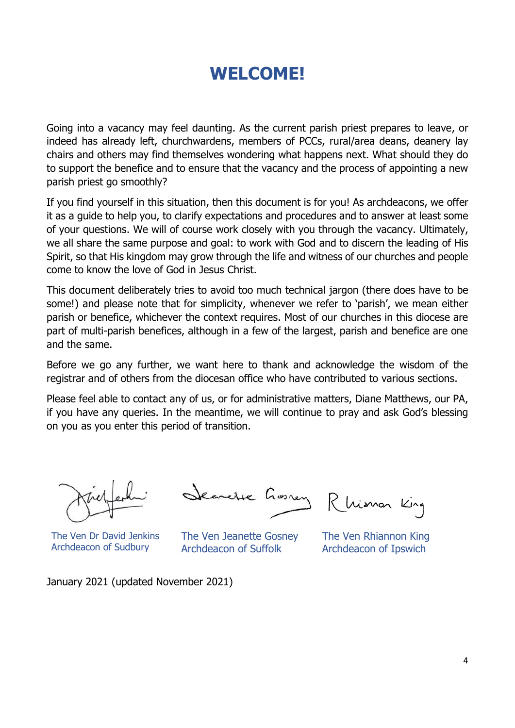# WELCOME!

Going into a vacancy may feel daunting. As the current parish priest prepares to leave, or indeed has already left, churchwardens, members of PCCs, rural/area deans, deanery lay chairs and others may find themselves wondering what happens next. What should they do to support the benefice and to ensure that the vacancy and the process of appointing a new parish priest go smoothly?

If you find yourself in this situation, then this document is for you! As archdeacons, we offer it as a guide to help you, to clarify expectations and procedures and to answer at least some of your questions. We will of course work closely with you through the vacancy. Ultimately, we all share the same purpose and goal: to work with God and to discern the leading of His Spirit, so that His kingdom may grow through the life and witness of our churches and people come to know the love of God in Jesus Christ.

This document deliberately tries to avoid too much technical jargon (there does have to be some!) and please note that for simplicity, whenever we refer to 'parish', we mean either parish or benefice, whichever the context requires. Most of our churches in this diocese are part of multi-parish benefices, although in a few of the largest, parish and benefice are one and the same.

Before we go any further, we want here to thank and acknowledge the wisdom of the registrar and of others from the diocesan office who have contributed to various sections.

Please feel able to contact any of us, or for administrative matters, Diane Matthews, our PA, if you have any queries. In the meantime, we will continue to pray and ask God's blessing on you as you enter this period of transition.

The Ven Dr David Jenkins
Archdeacon of Sudbury

The Ven Jeanette Gosney
Archdeacon of Suffolk

The Ven Rhiannon King
Archdeacon of Ipswich

January 2021 (updated November 2021)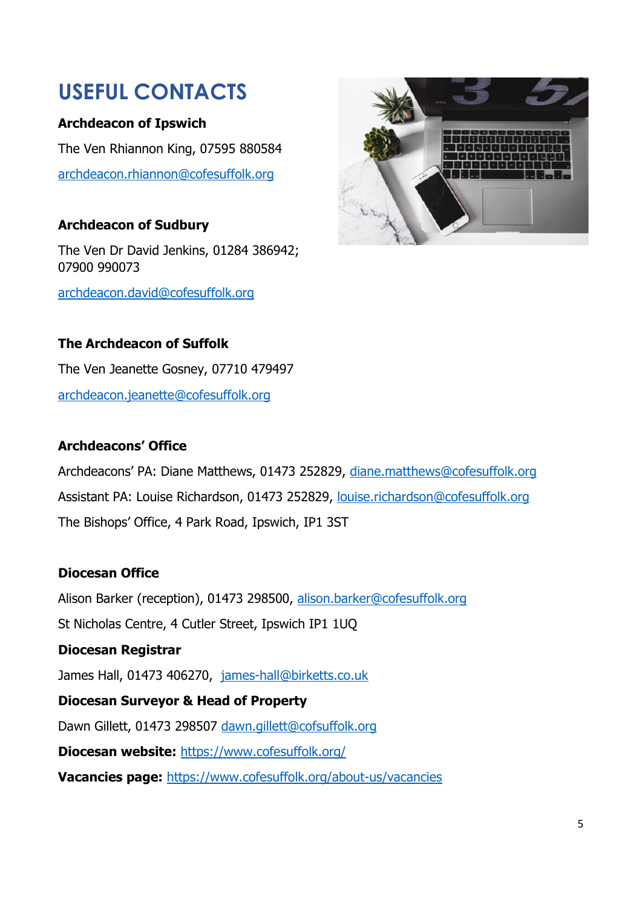# USEFUL CONTACTS

**Archdeacon of Ipswich**

The Ven Rhiannon King, 07595 880584

archdeacon.rhiannon@cofesuffolk.org

**Archdeacon of Sudbury**

The Ven Dr David Jenkins, 01284 386942; 07900 990073

archdeacon.david@cofesuffolk.org

**The Archdeacon of Suffolk**

The Ven Jeanette Gosney, 07710 479497

archdeacon.jeanette@cofesuffolk.org

**Archdeacons' Office**

Archdeacons' PA: Diane Matthews, 01473 252829, diane.matthews@cofesuffolk.org

Assistant PA: Louise Richardson, 01473 252829, louise.richardson@cofesuffolk.org

The Bishops' Office, 4 Park Road, Ipswich, IP1 3ST

**Diocesan Office**

Alison Barker (reception), 01473 298500, alison.barker@cofesuffolk.org

St Nicholas Centre, 4 Cutler Street, Ipswich IP1 1UQ

**Diocesan Registrar**

James Hall, 01473 406270, james-hall@birketts.co.uk

**Diocesan Surveyor & Head of Property**

Dawn Gillett, 01473 298507 dawn.gillett@cofsuffolk.org

**Diocesan website:** https://www.cofesuffolk.org/

**Vacancies page:** https://www.cofesuffolk.org/about-us/vacancies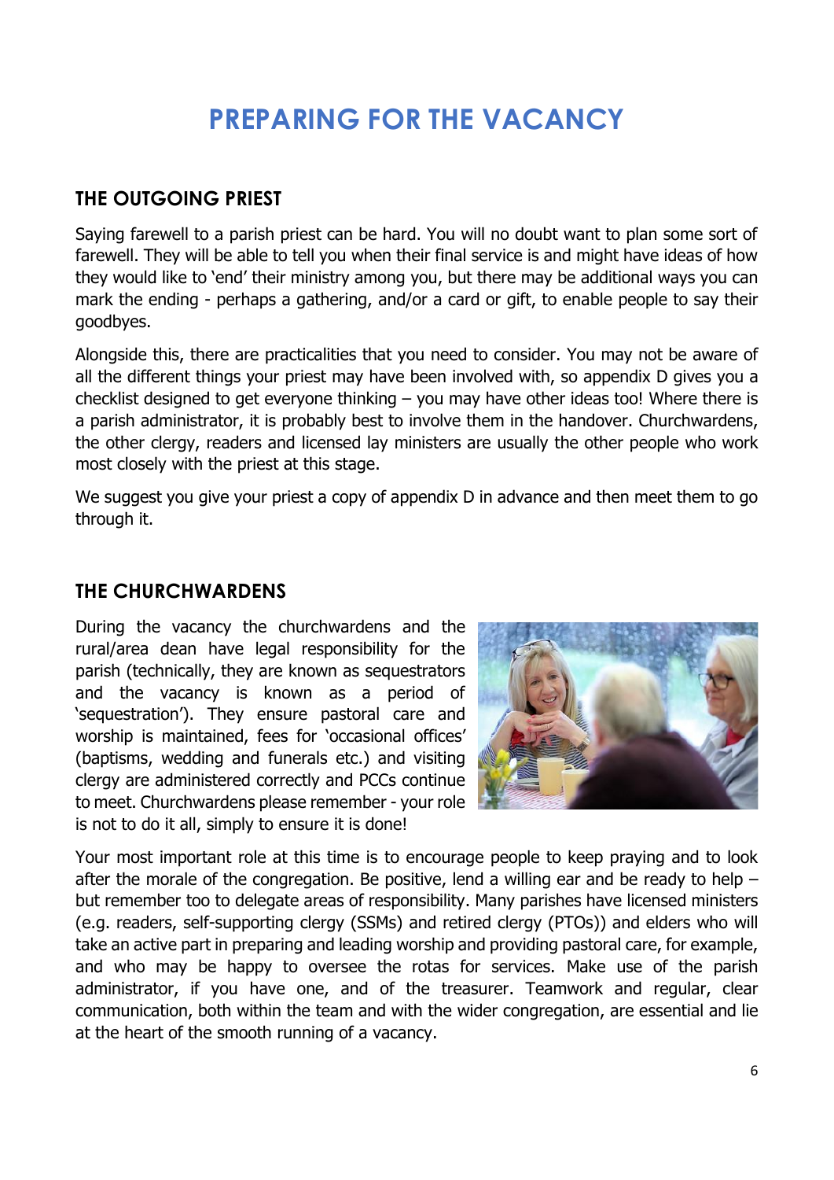# PREPARING FOR THE VACANCY

## THE OUTGOING PRIEST

Saying farewell to a parish priest can be hard. You will no doubt want to plan some sort of farewell. They will be able to tell you when their final service is and might have ideas of how they would like to 'end' their ministry among you, but there may be additional ways you can mark the ending - perhaps a gathering, and/or a card or gift, to enable people to say their goodbyes.

Alongside this, there are practicalities that you need to consider. You may not be aware of all the different things your priest may have been involved with, so appendix D gives you a checklist designed to get everyone thinking – you may have other ideas too! Where there is a parish administrator, it is probably best to involve them in the handover. Churchwardens, the other clergy, readers and licensed lay ministers are usually the other people who work most closely with the priest at this stage.

We suggest you give your priest a copy of appendix D in advance and then meet them to go through it.

## THE CHURCHWARDENS

During the vacancy the churchwardens and the rural/area dean have legal responsibility for the parish (technically, they are known as sequestrators and the vacancy is known as a period of 'sequestration'). They ensure pastoral care and worship is maintained, fees for 'occasional offices' (baptisms, wedding and funerals etc.) and visiting clergy are administered correctly and PCCs continue to meet. Churchwardens please remember - your role is not to do it all, simply to ensure it is done!

Your most important role at this time is to encourage people to keep praying and to look after the morale of the congregation. Be positive, lend a willing ear and be ready to help – but remember too to delegate areas of responsibility. Many parishes have licensed ministers (e.g. readers, self-supporting clergy (SSMs) and retired clergy (PTOs)) and elders who will take an active part in preparing and leading worship and providing pastoral care, for example, and who may be happy to oversee the rotas for services. Make use of the parish administrator, if you have one, and of the treasurer. Teamwork and regular, clear communication, both within the team and with the wider congregation, are essential and lie at the heart of the smooth running of a vacancy.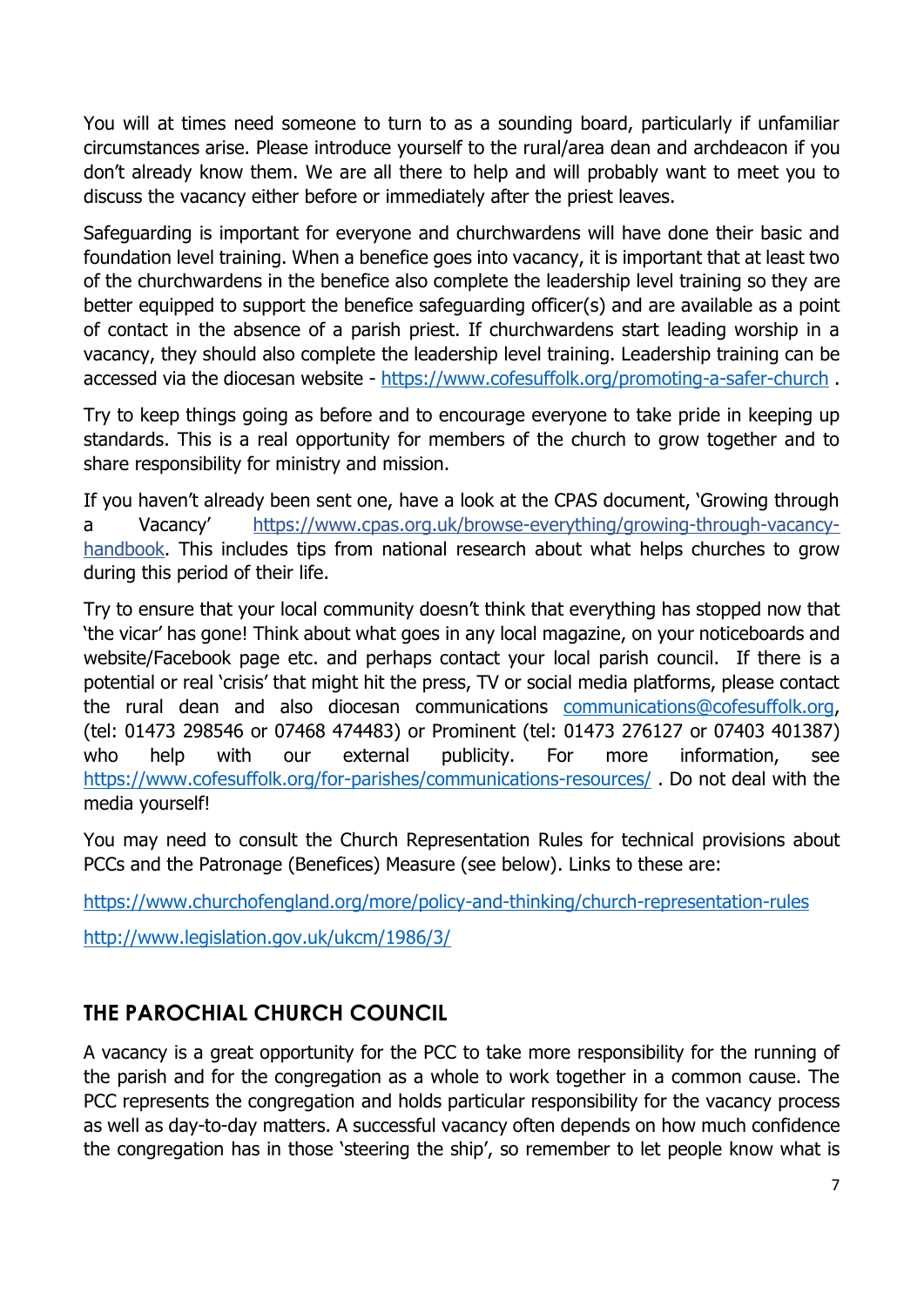You will at times need someone to turn to as a sounding board, particularly if unfamiliar circumstances arise. Please introduce yourself to the rural/area dean and archdeacon if you don't already know them. We are all there to help and will probably want to meet you to discuss the vacancy either before or immediately after the priest leaves.

Safeguarding is important for everyone and churchwardens will have done their basic and foundation level training. When a benefice goes into vacancy, it is important that at least two of the churchwardens in the benefice also complete the leadership level training so they are better equipped to support the benefice safeguarding officer(s) and are available as a point of contact in the absence of a parish priest. If churchwardens start leading worship in a vacancy, they should also complete the leadership level training. Leadership training can be accessed via the diocesan website - [https://www.cofesuffolk.org/promoting-a-safer-church](https://www.cofesuffolk.org/promoting-a-safer-church) .

Try to keep things going as before and to encourage everyone to take pride in keeping up standards. This is a real opportunity for members of the church to grow together and to share responsibility for ministry and mission.

If you haven't already been sent one, have a look at the CPAS document, 'Growing through a Vacancy' [https://www.cpas.org.uk/browse-everything/growing-through-vacancy-handbook](https://www.cpas.org.uk/browse-everything/growing-through-vacancy-handbook). This includes tips from national research about what helps churches to grow during this period of their life.

Try to ensure that your local community doesn't think that everything has stopped now that 'the vicar' has gone! Think about what goes in any local magazine, on your noticeboards and website/Facebook page etc. and perhaps contact your local parish council. If there is a potential or real 'crisis' that might hit the press, TV or social media platforms, please contact the rural dean and also diocesan communications [communications@cofesuffolk.org](mailto:communications@cofesuffolk.org), (tel: 01473 298546 or 07468 474483) or Prominent (tel: 01473 276127 or 07403 401387) who help with our external publicity. For more information, see [https://www.cofesuffolk.org/for-parishes/communications-resources/](https://www.cofesuffolk.org/for-parishes/communications-resources/) . Do not deal with the media yourself!

You may need to consult the Church Representation Rules for technical provisions about PCCs and the Patronage (Benefices) Measure (see below). Links to these are:

[https://www.churchofengland.org/more/policy-and-thinking/church-representation-rules](https://www.churchofengland.org/more/policy-and-thinking/church-representation-rules)

[http://www.legislation.gov.uk/ukcm/1986/3/](http://www.legislation.gov.uk/ukcm/1986/3/)

## THE PAROCHIAL CHURCH COUNCIL

A vacancy is a great opportunity for the PCC to take more responsibility for the running of the parish and for the congregation as a whole to work together in a common cause. The PCC represents the congregation and holds particular responsibility for the vacancy process as well as day-to-day matters. A successful vacancy often depends on how much confidence the congregation has in those 'steering the ship', so remember to let people know what is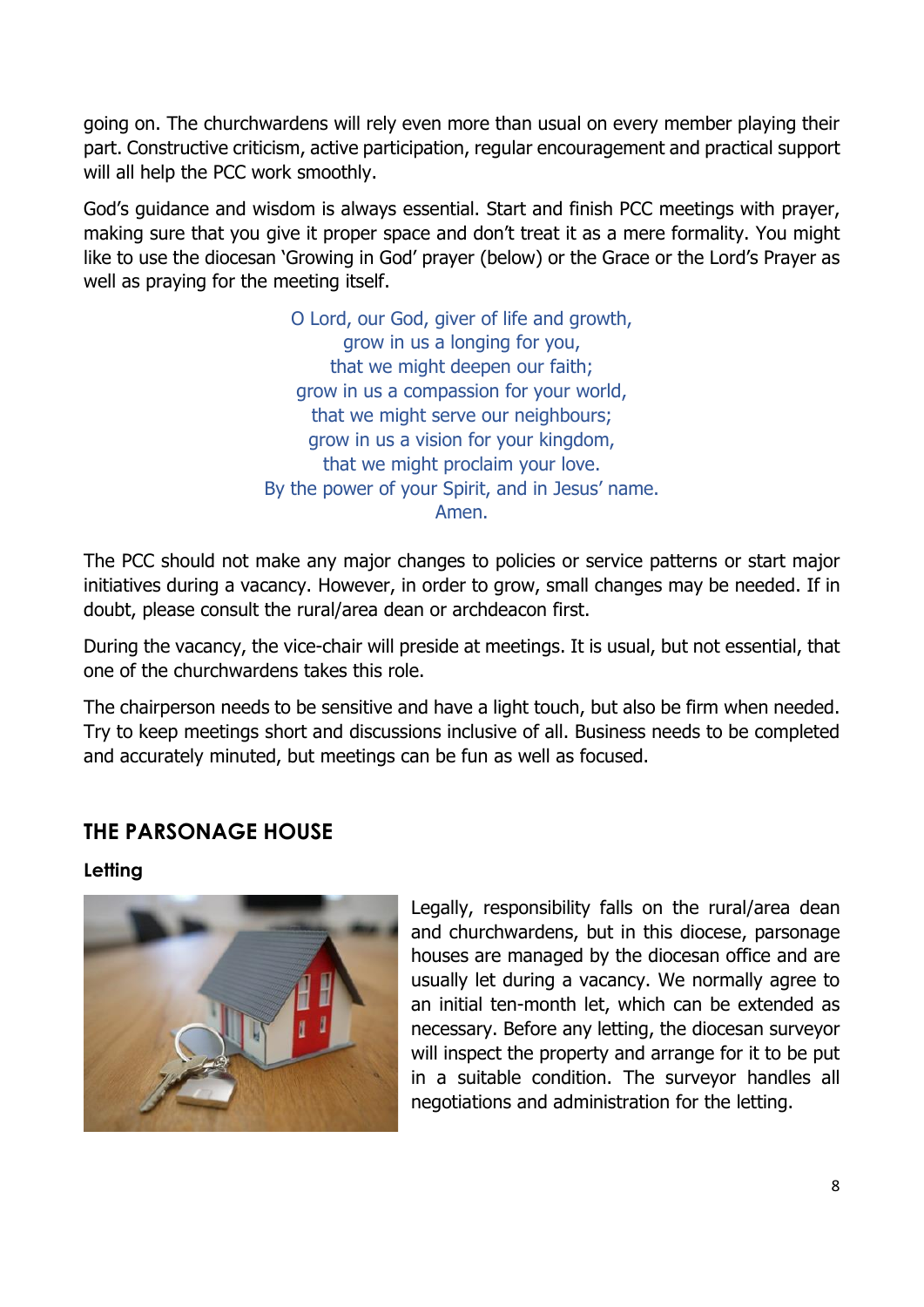going on. The churchwardens will rely even more than usual on every member playing their part. Constructive criticism, active participation, regular encouragement and practical support will all help the PCC work smoothly.

God's guidance and wisdom is always essential. Start and finish PCC meetings with prayer, making sure that you give it proper space and don't treat it as a mere formality. You might like to use the diocesan 'Growing in God' prayer (below) or the Grace or the Lord's Prayer as well as praying for the meeting itself.

O Lord, our God, giver of life and growth,  
grow in us a longing for you,  
that we might deepen our faith;  
grow in us a compassion for your world,  
that we might serve our neighbours;  
grow in us a vision for your kingdom,  
that we might proclaim your love.  
By the power of your Spirit, and in Jesus' name.  
Amen.

The PCC should not make any major changes to policies or service patterns or start major initiatives during a vacancy. However, in order to grow, small changes may be needed. If in doubt, please consult the rural/area dean or archdeacon first.

During the vacancy, the vice-chair will preside at meetings. It is usual, but not essential, that one of the churchwardens takes this role.

The chairperson needs to be sensitive and have a light touch, but also be firm when needed. Try to keep meetings short and discussions inclusive of all. Business needs to be completed and accurately minuted, but meetings can be fun as well as focused.

## THE PARSONAGE HOUSE

### Letting

Legally, responsibility falls on the rural/area dean and churchwardens, but in this diocese, parsonage houses are managed by the diocesan office and are usually let during a vacancy. We normally agree to an initial ten-month let, which can be extended as necessary. Before any letting, the diocesan surveyor will inspect the property and arrange for it to be put in a suitable condition. The surveyor handles all negotiations and administration for the letting.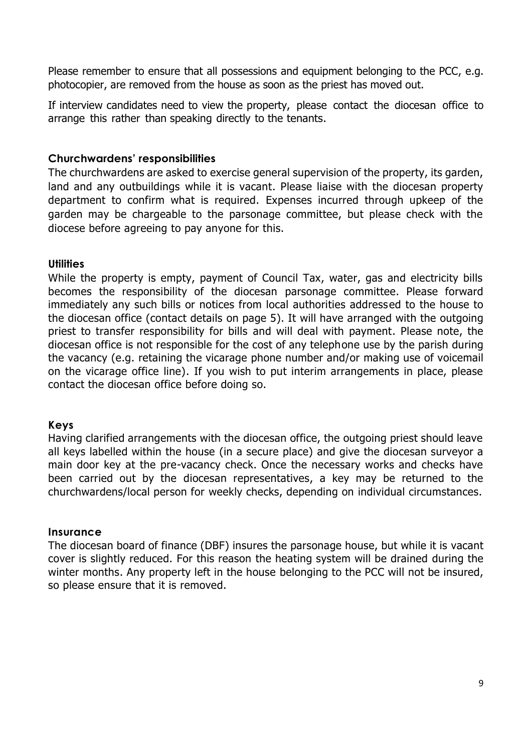Please remember to ensure that all possessions and equipment belonging to the PCC, e.g. photocopier, are removed from the house as soon as the priest has moved out.

If interview candidates need to view the property, please contact the diocesan office to arrange this rather than speaking directly to the tenants.

### Churchwardens' responsibilities

The churchwardens are asked to exercise general supervision of the property, its garden, land and any outbuildings while it is vacant. Please liaise with the diocesan property department to confirm what is required. Expenses incurred through upkeep of the garden may be chargeable to the parsonage committee, but please check with the diocese before agreeing to pay anyone for this.

### Utilities

While the property is empty, payment of Council Tax, water, gas and electricity bills becomes the responsibility of the diocesan parsonage committee. Please forward immediately any such bills or notices from local authorities addressed to the house to the diocesan office (contact details on page 5). It will have arranged with the outgoing priest to transfer responsibility for bills and will deal with payment. Please note, the diocesan office is not responsible for the cost of any telephone use by the parish during the vacancy (e.g. retaining the vicarage phone number and/or making use of voicemail on the vicarage office line). If you wish to put interim arrangements in place, please contact the diocesan office before doing so.

### Keys

Having clarified arrangements with the diocesan office, the outgoing priest should leave all keys labelled within the house (in a secure place) and give the diocesan surveyor a main door key at the pre-vacancy check. Once the necessary works and checks have been carried out by the diocesan representatives, a key may be returned to the churchwardens/local person for weekly checks, depending on individual circumstances.

### Insurance

The diocesan board of finance (DBF) insures the parsonage house, but while it is vacant cover is slightly reduced. For this reason the heating system will be drained during the winter months. Any property left in the house belonging to the PCC will not be insured, so please ensure that it is removed.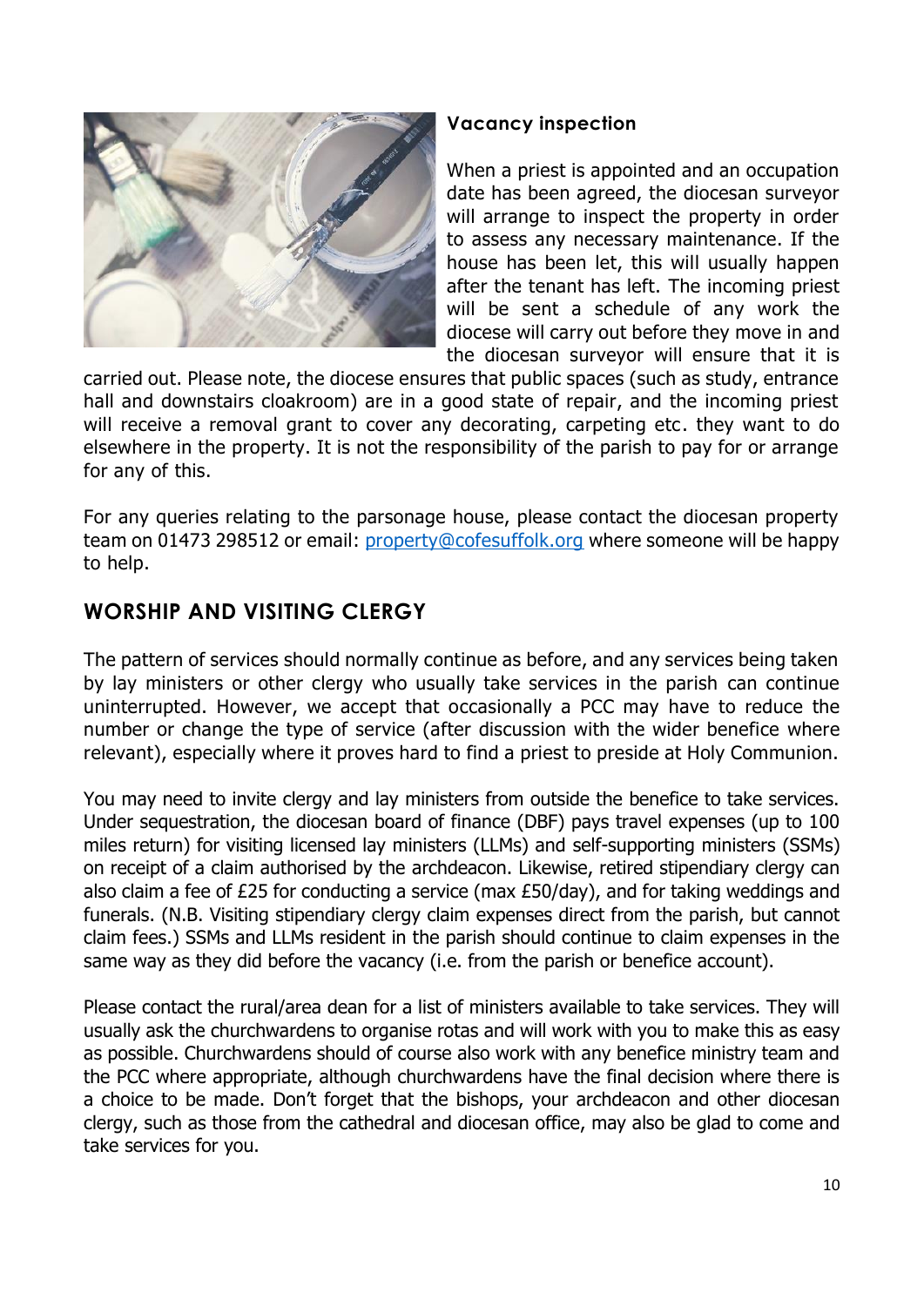### Vacancy inspection

When a priest is appointed and an occupation date has been agreed, the diocesan surveyor will arrange to inspect the property in order to assess any necessary maintenance. If the house has been let, this will usually happen after the tenant has left. The incoming priest will be sent a schedule of any work the diocese will carry out before they move in and the diocesan surveyor will ensure that it is carried out. Please note, the diocese ensures that public spaces (such as study, entrance hall and downstairs cloakroom) are in a good state of repair, and the incoming priest will receive a removal grant to cover any decorating, carpeting etc. they want to do elsewhere in the property. It is not the responsibility of the parish to pay for or arrange for any of this.

For any queries relating to the parsonage house, please contact the diocesan property team on 01473 298512 or email: [property@cofesuffolk.org](mailto:property@cofesuffolk.org) where someone will be happy to help.

## WORSHIP AND VISITING CLERGY

The pattern of services should normally continue as before, and any services being taken by lay ministers or other clergy who usually take services in the parish can continue uninterrupted. However, we accept that occasionally a PCC may have to reduce the number or change the type of service (after discussion with the wider benefice where relevant), especially where it proves hard to find a priest to preside at Holy Communion.

You may need to invite clergy and lay ministers from outside the benefice to take services. Under sequestration, the diocesan board of finance (DBF) pays travel expenses (up to 100 miles return) for visiting licensed lay ministers (LLMs) and self-supporting ministers (SSMs) on receipt of a claim authorised by the archdeacon. Likewise, retired stipendiary clergy can also claim a fee of £25 for conducting a service (max £50/day), and for taking weddings and funerals. (N.B. Visiting stipendiary clergy claim expenses direct from the parish, but cannot claim fees.) SSMs and LLMs resident in the parish should continue to claim expenses in the same way as they did before the vacancy (i.e. from the parish or benefice account).

Please contact the rural/area dean for a list of ministers available to take services. They will usually ask the churchwardens to organise rotas and will work with you to make this as easy as possible. Churchwardens should of course also work with any benefice ministry team and the PCC where appropriate, although churchwardens have the final decision where there is a choice to be made. Don't forget that the bishops, your archdeacon and other diocesan clergy, such as those from the cathedral and diocesan office, may also be glad to come and take services for you.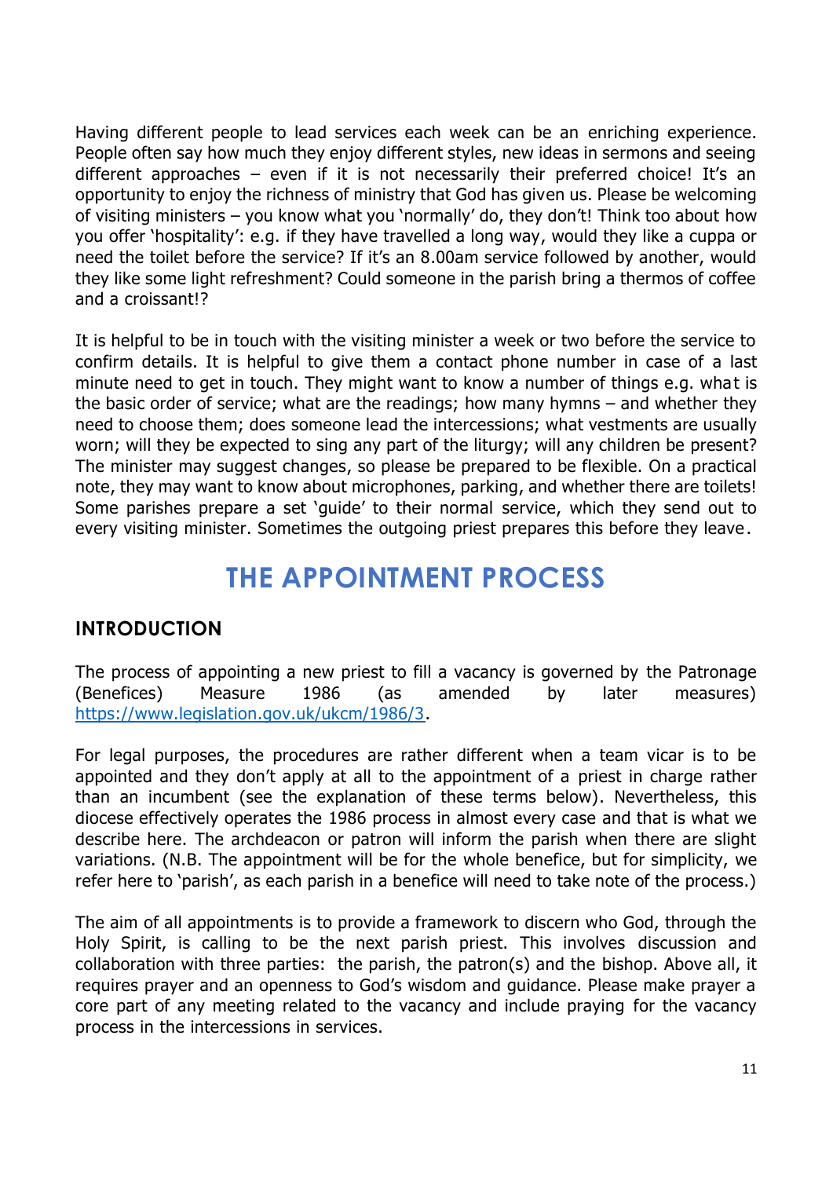Having different people to lead services each week can be an enriching experience. People often say how much they enjoy different styles, new ideas in sermons and seeing different approaches – even if it is not necessarily their preferred choice! It's an opportunity to enjoy the richness of ministry that God has given us. Please be welcoming of visiting ministers – you know what you 'normally' do, they don't! Think too about how you offer 'hospitality': e.g. if they have travelled a long way, would they like a cuppa or need the toilet before the service? If it's an 8.00am service followed by another, would they like some light refreshment? Could someone in the parish bring a thermos of coffee and a croissant!?

It is helpful to be in touch with the visiting minister a week or two before the service to confirm details. It is helpful to give them a contact phone number in case of a last minute need to get in touch. They might want to know a number of things e.g. what is the basic order of service; what are the readings; how many hymns – and whether they need to choose them; does someone lead the intercessions; what vestments are usually worn; will they be expected to sing any part of the liturgy; will any children be present? The minister may suggest changes, so please be prepared to be flexible. On a practical note, they may want to know about microphones, parking, and whether there are toilets! Some parishes prepare a set 'guide' to their normal service, which they send out to every visiting minister. Sometimes the outgoing priest prepares this before they leave.

# THE APPOINTMENT PROCESS

## INTRODUCTION

The process of appointing a new priest to fill a vacancy is governed by the Patronage (Benefices) Measure 1986 (as amended by later measures) https://www.legislation.gov.uk/ukcm/1986/3.

For legal purposes, the procedures are rather different when a team vicar is to be appointed and they don't apply at all to the appointment of a priest in charge rather than an incumbent (see the explanation of these terms below). Nevertheless, this diocese effectively operates the 1986 process in almost every case and that is what we describe here. The archdeacon or patron will inform the parish when there are slight variations. (N.B. The appointment will be for the whole benefice, but for simplicity, we refer here to 'parish', as each parish in a benefice will need to take note of the process.)

The aim of all appointments is to provide a framework to discern who God, through the Holy Spirit, is calling to be the next parish priest. This involves discussion and collaboration with three parties: the parish, the patron(s) and the bishop. Above all, it requires prayer and an openness to God's wisdom and guidance. Please make prayer a core part of any meeting related to the vacancy and include praying for the vacancy process in the intercessions in services.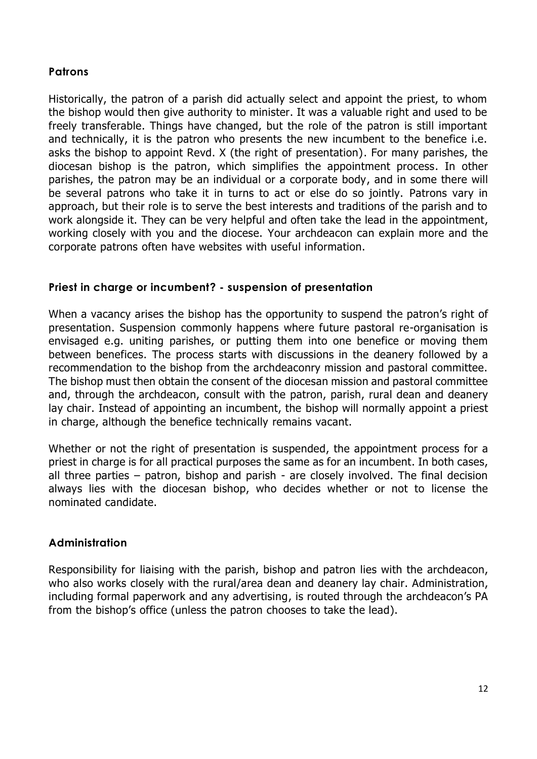## Patrons

Historically, the patron of a parish did actually select and appoint the priest, to whom the bishop would then give authority to minister. It was a valuable right and used to be freely transferable. Things have changed, but the role of the patron is still important and technically, it is the patron who presents the new incumbent to the benefice i.e. asks the bishop to appoint Revd. X (the right of presentation). For many parishes, the diocesan bishop is the patron, which simplifies the appointment process. In other parishes, the patron may be an individual or a corporate body, and in some there will be several patrons who take it in turns to act or else do so jointly. Patrons vary in approach, but their role is to serve the best interests and traditions of the parish and to work alongside it. They can be very helpful and often take the lead in the appointment, working closely with you and the diocese. Your archdeacon can explain more and the corporate patrons often have websites with useful information.

## Priest in charge or incumbent? - suspension of presentation

When a vacancy arises the bishop has the opportunity to suspend the patron's right of presentation. Suspension commonly happens where future pastoral re-organisation is envisaged e.g. uniting parishes, or putting them into one benefice or moving them between benefices. The process starts with discussions in the deanery followed by a recommendation to the bishop from the archdeaconry mission and pastoral committee. The bishop must then obtain the consent of the diocesan mission and pastoral committee and, through the archdeacon, consult with the patron, parish, rural dean and deanery lay chair. Instead of appointing an incumbent, the bishop will normally appoint a priest in charge, although the benefice technically remains vacant.

Whether or not the right of presentation is suspended, the appointment process for a priest in charge is for all practical purposes the same as for an incumbent. In both cases, all three parties – patron, bishop and parish - are closely involved. The final decision always lies with the diocesan bishop, who decides whether or not to license the nominated candidate.

## Administration

Responsibility for liaising with the parish, bishop and patron lies with the archdeacon, who also works closely with the rural/area dean and deanery lay chair. Administration, including formal paperwork and any advertising, is routed through the archdeacon's PA from the bishop's office (unless the patron chooses to take the lead).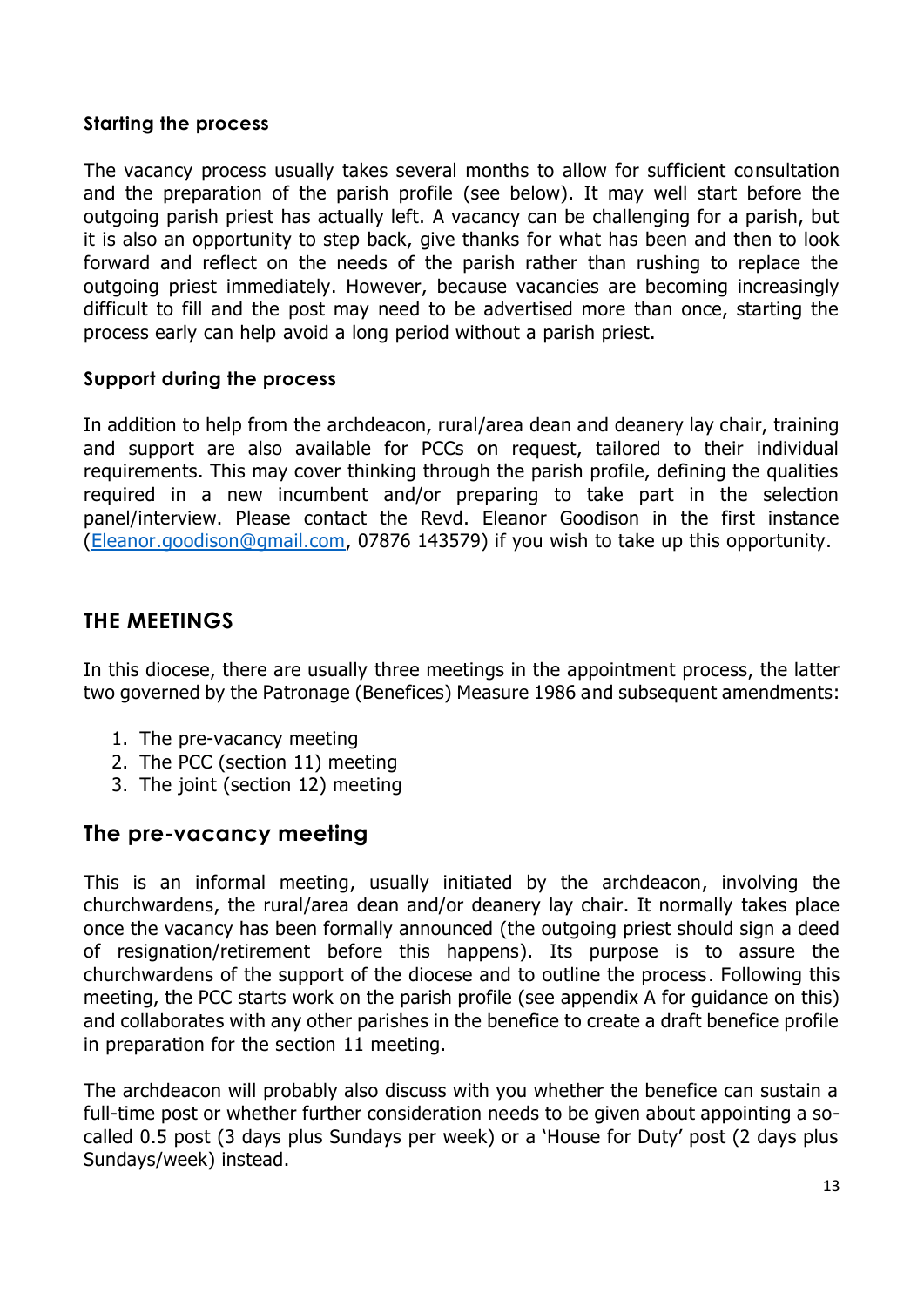### Starting the process

The vacancy process usually takes several months to allow for sufficient consultation and the preparation of the parish profile (see below). It may well start before the outgoing parish priest has actually left. A vacancy can be challenging for a parish, but it is also an opportunity to step back, give thanks for what has been and then to look forward and reflect on the needs of the parish rather than rushing to replace the outgoing priest immediately. However, because vacancies are becoming increasingly difficult to fill and the post may need to be advertised more than once, starting the process early can help avoid a long period without a parish priest.

### Support during the process

In addition to help from the archdeacon, rural/area dean and deanery lay chair, training and support are also available for PCCs on request, tailored to their individual requirements. This may cover thinking through the parish profile, defining the qualities required in a new incumbent and/or preparing to take part in the selection panel/interview. Please contact the Revd. Eleanor Goodison in the first instance ([Eleanor.goodison@gmail.com](mailto:Eleanor.goodison@gmail.com), 07876 143579) if you wish to take up this opportunity.

## THE MEETINGS

In this diocese, there are usually three meetings in the appointment process, the latter two governed by the Patronage (Benefices) Measure 1986 and subsequent amendments:

1. The pre-vacancy meeting
2. The PCC (section 11) meeting
3. The joint (section 12) meeting

## The pre-vacancy meeting

This is an informal meeting, usually initiated by the archdeacon, involving the churchwardens, the rural/area dean and/or deanery lay chair. It normally takes place once the vacancy has been formally announced (the outgoing priest should sign a deed of resignation/retirement before this happens). Its purpose is to assure the churchwardens of the support of the diocese and to outline the process. Following this meeting, the PCC starts work on the parish profile (see appendix A for guidance on this) and collaborates with any other parishes in the benefice to create a draft benefice profile in preparation for the section 11 meeting.

The archdeacon will probably also discuss with you whether the benefice can sustain a full-time post or whether further consideration needs to be given about appointing a so-called 0.5 post (3 days plus Sundays per week) or a 'House for Duty' post (2 days plus Sundays/week) instead.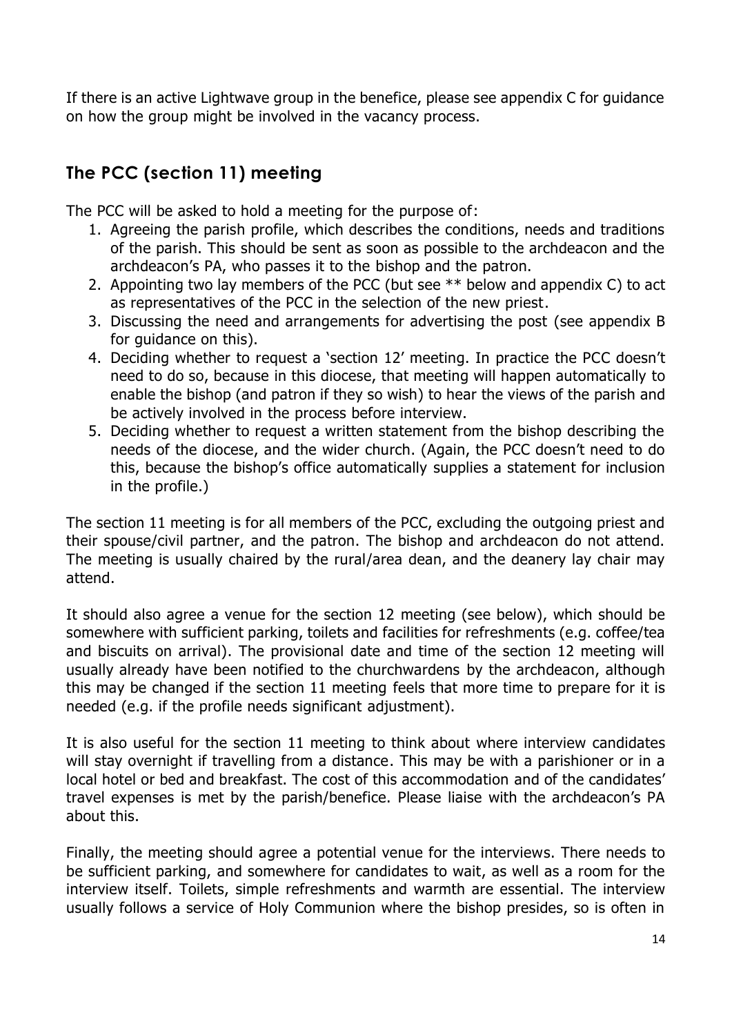If there is an active Lightwave group in the benefice, please see appendix C for guidance on how the group might be involved in the vacancy process.

## The PCC (section 11) meeting

The PCC will be asked to hold a meeting for the purpose of:

1. Agreeing the parish profile, which describes the conditions, needs and traditions of the parish. This should be sent as soon as possible to the archdeacon and the archdeacon's PA, who passes it to the bishop and the patron.
2. Appointing two lay members of the PCC (but see ** below and appendix C) to act as representatives of the PCC in the selection of the new priest.
3. Discussing the need and arrangements for advertising the post (see appendix B for guidance on this).
4. Deciding whether to request a 'section 12' meeting. In practice the PCC doesn't need to do so, because in this diocese, that meeting will happen automatically to enable the bishop (and patron if they so wish) to hear the views of the parish and be actively involved in the process before interview.
5. Deciding whether to request a written statement from the bishop describing the needs of the diocese, and the wider church. (Again, the PCC doesn't need to do this, because the bishop's office automatically supplies a statement for inclusion in the profile.)

The section 11 meeting is for all members of the PCC, excluding the outgoing priest and their spouse/civil partner, and the patron. The bishop and archdeacon do not attend. The meeting is usually chaired by the rural/area dean, and the deanery lay chair may attend.

It should also agree a venue for the section 12 meeting (see below), which should be somewhere with sufficient parking, toilets and facilities for refreshments (e.g. coffee/tea and biscuits on arrival). The provisional date and time of the section 12 meeting will usually already have been notified to the churchwardens by the archdeacon, although this may be changed if the section 11 meeting feels that more time to prepare for it is needed (e.g. if the profile needs significant adjustment).

It is also useful for the section 11 meeting to think about where interview candidates will stay overnight if travelling from a distance. This may be with a parishioner or in a local hotel or bed and breakfast. The cost of this accommodation and of the candidates' travel expenses is met by the parish/benefice. Please liaise with the archdeacon's PA about this.

Finally, the meeting should agree a potential venue for the interviews. There needs to be sufficient parking, and somewhere for candidates to wait, as well as a room for the interview itself. Toilets, simple refreshments and warmth are essential. The interview usually follows a service of Holy Communion where the bishop presides, so is often in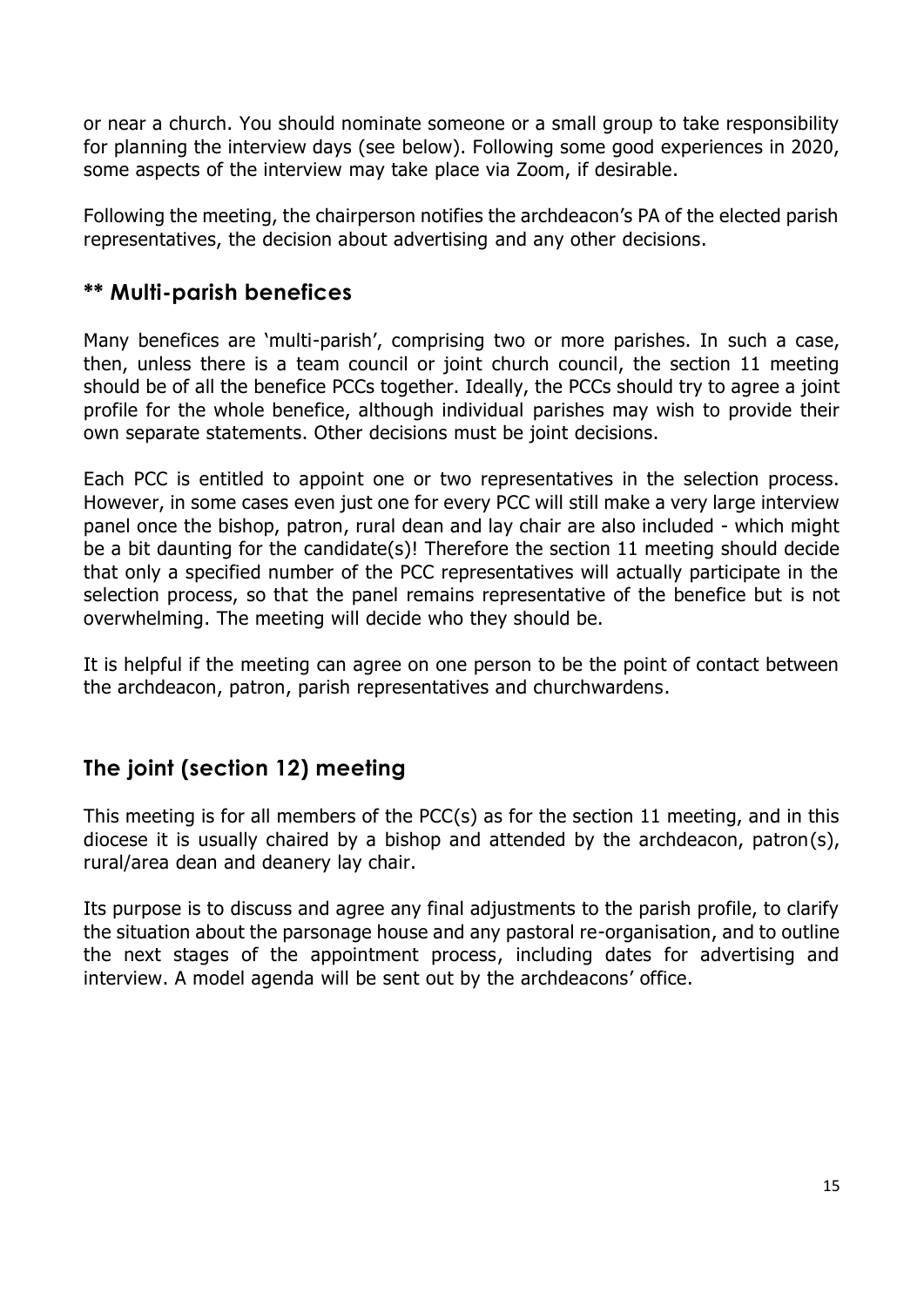or near a church. You should nominate someone or a small group to take responsibility for planning the interview days (see below). Following some good experiences in 2020, some aspects of the interview may take place via Zoom, if desirable.

Following the meeting, the chairperson notifies the archdeacon's PA of the elected parish representatives, the decision about advertising and any other decisions.

## ** Multi-parish benefices

Many benefices are 'multi-parish', comprising two or more parishes. In such a case, then, unless there is a team council or joint church council, the section 11 meeting should be of all the benefice PCCs together. Ideally, the PCCs should try to agree a joint profile for the whole benefice, although individual parishes may wish to provide their own separate statements. Other decisions must be joint decisions.

Each PCC is entitled to appoint one or two representatives in the selection process. However, in some cases even just one for every PCC will still make a very large interview panel once the bishop, patron, rural dean and lay chair are also included - which might be a bit daunting for the candidate(s)! Therefore the section 11 meeting should decide that only a specified number of the PCC representatives will actually participate in the selection process, so that the panel remains representative of the benefice but is not overwhelming. The meeting will decide who they should be.

It is helpful if the meeting can agree on one person to be the point of contact between the archdeacon, patron, parish representatives and churchwardens.

## The joint (section 12) meeting

This meeting is for all members of the PCC(s) as for the section 11 meeting, and in this diocese it is usually chaired by a bishop and attended by the archdeacon, patron(s), rural/area dean and deanery lay chair.

Its purpose is to discuss and agree any final adjustments to the parish profile, to clarify the situation about the parsonage house and any pastoral re-organisation, and to outline the next stages of the appointment process, including dates for advertising and interview. A model agenda will be sent out by the archdeacons' office.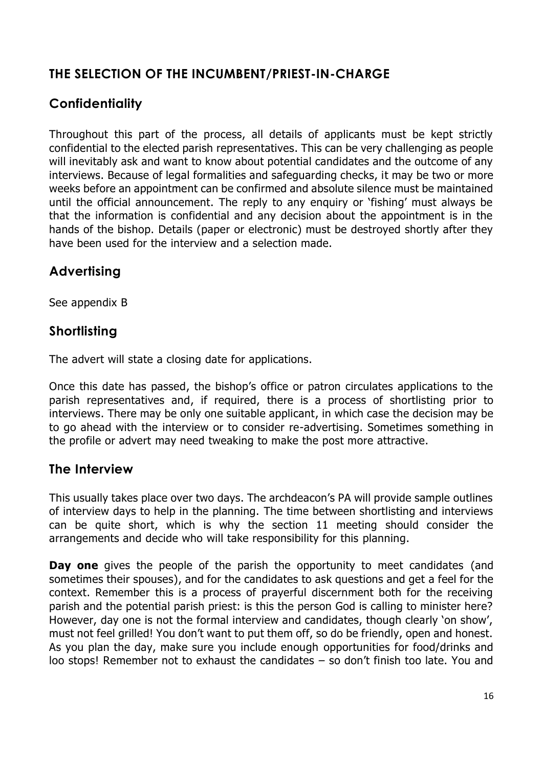## THE SELECTION OF THE INCUMBENT/PRIEST-IN-CHARGE

### Confidentiality

Throughout this part of the process, all details of applicants must be kept strictly confidential to the elected parish representatives. This can be very challenging as people will inevitably ask and want to know about potential candidates and the outcome of any interviews. Because of legal formalities and safeguarding checks, it may be two or more weeks before an appointment can be confirmed and absolute silence must be maintained until the official announcement. The reply to any enquiry or 'fishing' must always be that the information is confidential and any decision about the appointment is in the hands of the bishop. Details (paper or electronic) must be destroyed shortly after they have been used for the interview and a selection made.

### Advertising

See appendix B

### Shortlisting

The advert will state a closing date for applications.

Once this date has passed, the bishop's office or patron circulates applications to the parish representatives and, if required, there is a process of shortlisting prior to interviews. There may be only one suitable applicant, in which case the decision may be to go ahead with the interview or to consider re-advertising. Sometimes something in the profile or advert may need tweaking to make the post more attractive.

### The Interview

This usually takes place over two days. The archdeacon's PA will provide sample outlines of interview days to help in the planning. The time between shortlisting and interviews can be quite short, which is why the section 11 meeting should consider the arrangements and decide who will take responsibility for this planning.

**Day one** gives the people of the parish the opportunity to meet candidates (and sometimes their spouses), and for the candidates to ask questions and get a feel for the context. Remember this is a process of prayerful discernment both for the receiving parish and the potential parish priest: is this the person God is calling to minister here? However, day one is not the formal interview and candidates, though clearly 'on show', must not feel grilled! You don't want to put them off, so do be friendly, open and honest. As you plan the day, make sure you include enough opportunities for food/drinks and loo stops! Remember not to exhaust the candidates – so don't finish too late. You and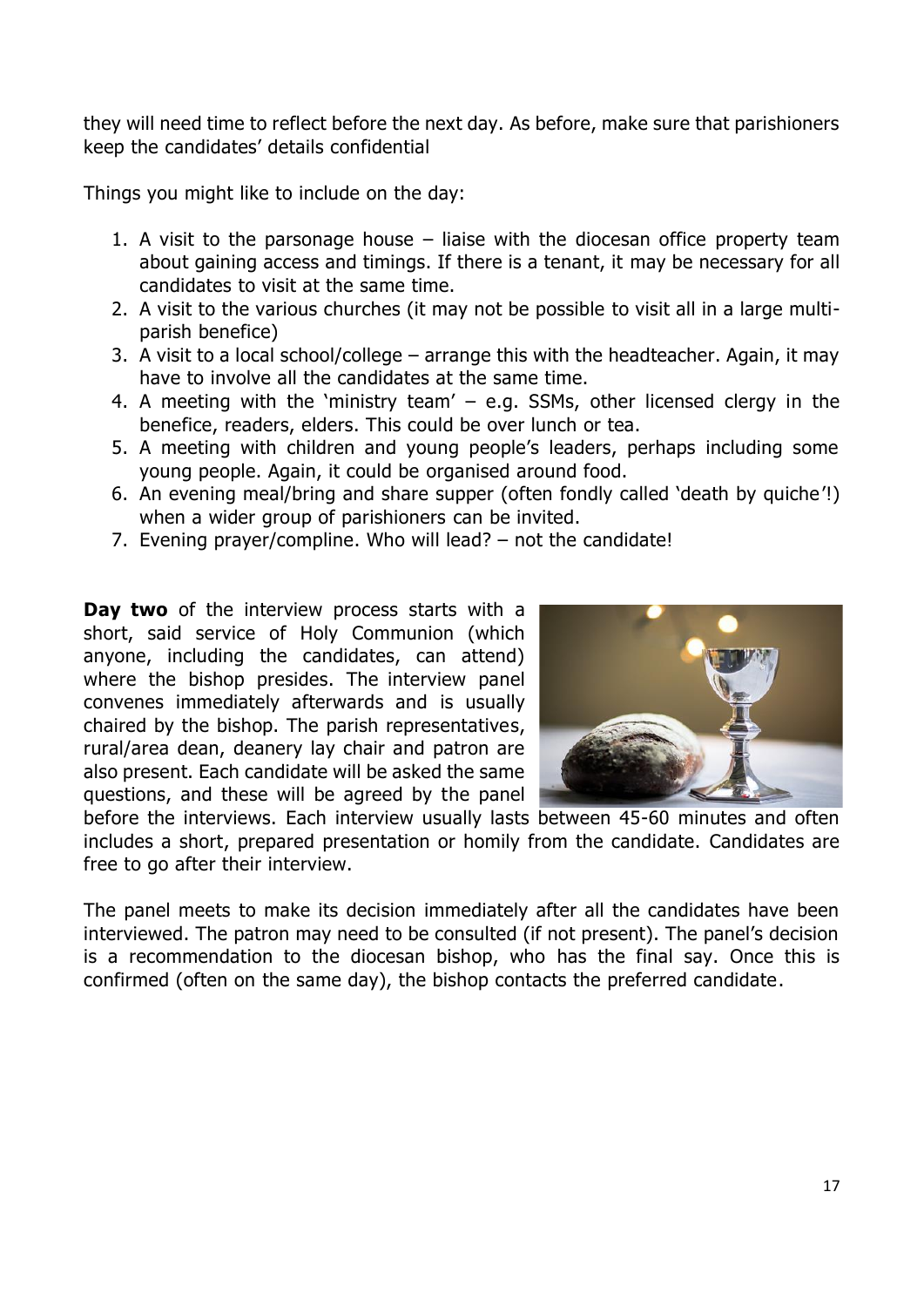they will need time to reflect before the next day. As before, make sure that parishioners keep the candidates' details confidential

Things you might like to include on the day:

1. A visit to the parsonage house – liaise with the diocesan office property team about gaining access and timings. If there is a tenant, it may be necessary for all candidates to visit at the same time.
2. A visit to the various churches (it may not be possible to visit all in a large multi-parish benefice)
3. A visit to a local school/college – arrange this with the headteacher. Again, it may have to involve all the candidates at the same time.
4. A meeting with the 'ministry team' – e.g. SSMs, other licensed clergy in the benefice, readers, elders. This could be over lunch or tea.
5. A meeting with children and young people's leaders, perhaps including some young people. Again, it could be organised around food.
6. An evening meal/bring and share supper (often fondly called 'death by quiche'!) when a wider group of parishioners can be invited.
7. Evening prayer/compline. Who will lead? – not the candidate!

**Day two** of the interview process starts with a short, said service of Holy Communion (which anyone, including the candidates, can attend) where the bishop presides. The interview panel convenes immediately afterwards and is usually chaired by the bishop. The parish representatives, rural/area dean, deanery lay chair and patron are also present. Each candidate will be asked the same questions, and these will be agreed by the panel before the interviews. Each interview usually lasts between 45-60 minutes and often includes a short, prepared presentation or homily from the candidate. Candidates are free to go after their interview.

The panel meets to make its decision immediately after all the candidates have been interviewed. The patron may need to be consulted (if not present). The panel's decision is a recommendation to the diocesan bishop, who has the final say. Once this is confirmed (often on the same day), the bishop contacts the preferred candidate.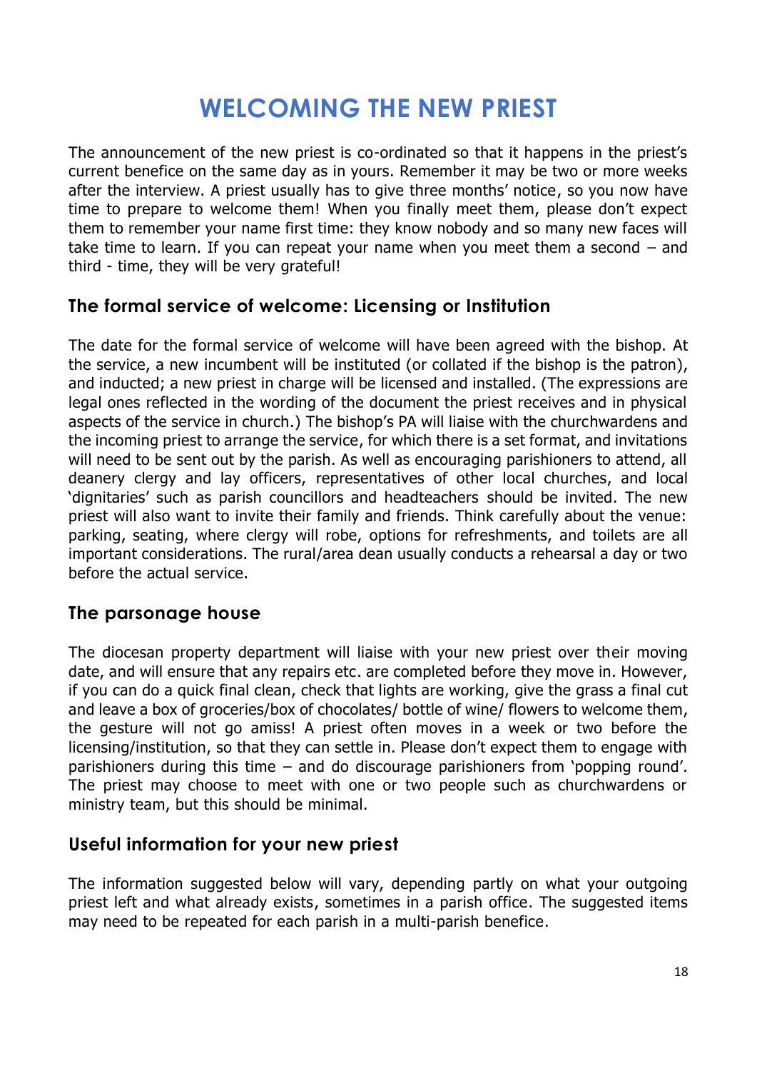# WELCOMING THE NEW PRIEST

The announcement of the new priest is co-ordinated so that it happens in the priest's current benefice on the same day as in yours. Remember it may be two or more weeks after the interview. A priest usually has to give three months' notice, so you now have time to prepare to welcome them! When you finally meet them, please don't expect them to remember your name first time: they know nobody and so many new faces will take time to learn. If you can repeat your name when you meet them a second – and third - time, they will be very grateful!

## The formal service of welcome: Licensing or Institution

The date for the formal service of welcome will have been agreed with the bishop. At the service, a new incumbent will be instituted (or collated if the bishop is the patron), and inducted; a new priest in charge will be licensed and installed. (The expressions are legal ones reflected in the wording of the document the priest receives and in physical aspects of the service in church.) The bishop's PA will liaise with the churchwardens and the incoming priest to arrange the service, for which there is a set format, and invitations will need to be sent out by the parish. As well as encouraging parishioners to attend, all deanery clergy and lay officers, representatives of other local churches, and local 'dignitaries' such as parish councillors and headteachers should be invited. The new priest will also want to invite their family and friends. Think carefully about the venue: parking, seating, where clergy will robe, options for refreshments, and toilets are all important considerations. The rural/area dean usually conducts a rehearsal a day or two before the actual service.

## The parsonage house

The diocesan property department will liaise with your new priest over their moving date, and will ensure that any repairs etc. are completed before they move in. However, if you can do a quick final clean, check that lights are working, give the grass a final cut and leave a box of groceries/box of chocolates/ bottle of wine/ flowers to welcome them, the gesture will not go amiss! A priest often moves in a week or two before the licensing/institution, so that they can settle in. Please don't expect them to engage with parishioners during this time – and do discourage parishioners from 'popping round'. The priest may choose to meet with one or two people such as churchwardens or ministry team, but this should be minimal.

## Useful information for your new priest

The information suggested below will vary, depending partly on what your outgoing priest left and what already exists, sometimes in a parish office. The suggested items may need to be repeated for each parish in a multi-parish benefice.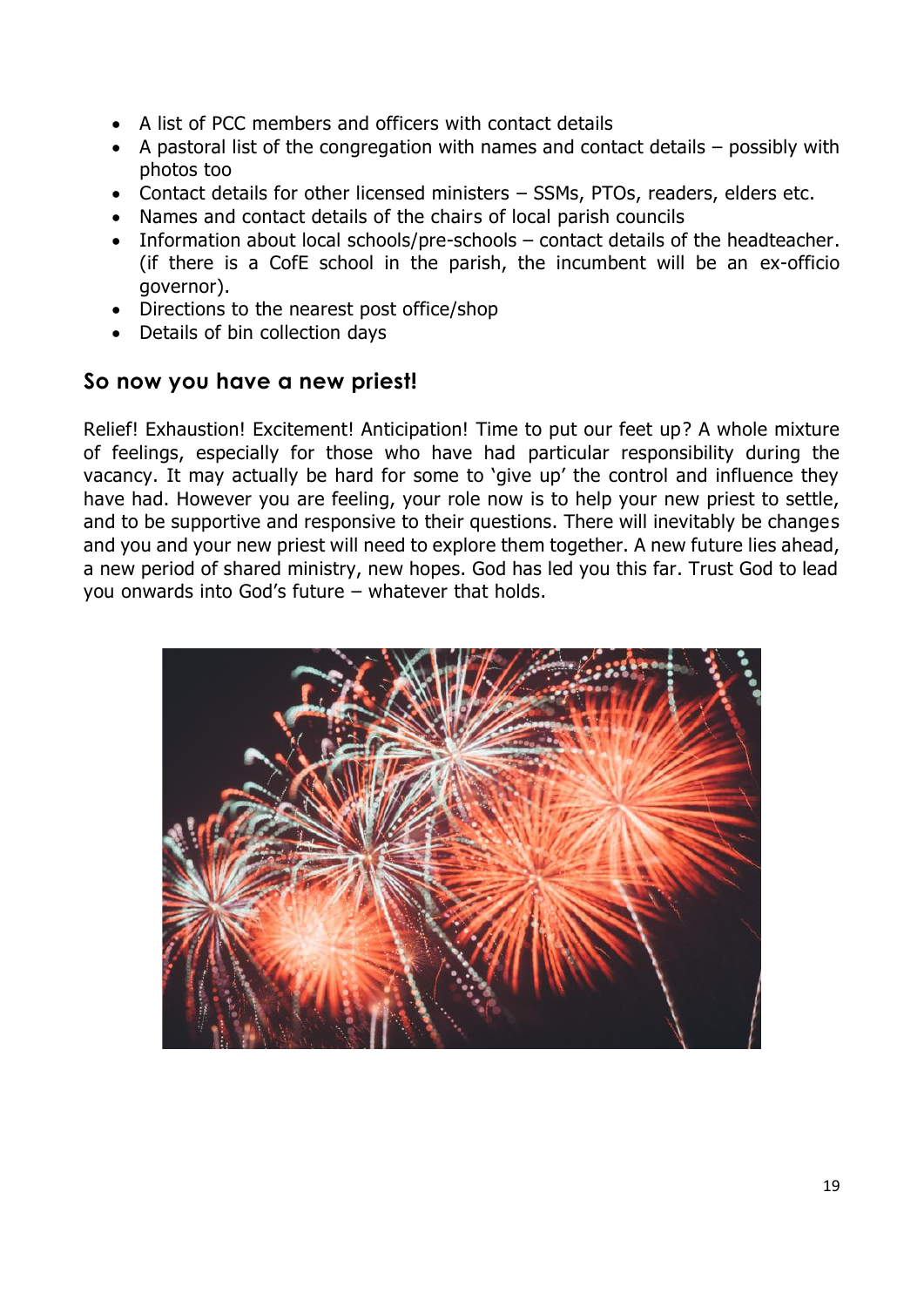- A list of PCC members and officers with contact details
- A pastoral list of the congregation with names and contact details – possibly with photos too
- Contact details for other licensed ministers – SSMs, PTOs, readers, elders etc.
- Names and contact details of the chairs of local parish councils
- Information about local schools/pre-schools – contact details of the headteacher. (if there is a CofE school in the parish, the incumbent will be an ex-officio governor).
- Directions to the nearest post office/shop
- Details of bin collection days

## So now you have a new priest!

Relief! Exhaustion! Excitement! Anticipation! Time to put our feet up? A whole mixture of feelings, especially for those who have had particular responsibility during the vacancy. It may actually be hard for some to 'give up' the control and influence they have had. However you are feeling, your role now is to help your new priest to settle, and to be supportive and responsive to their questions. There will inevitably be changes and you and your new priest will need to explore them together. A new future lies ahead, a new period of shared ministry, new hopes. God has led you this far. Trust God to lead you onwards into God's future – whatever that holds.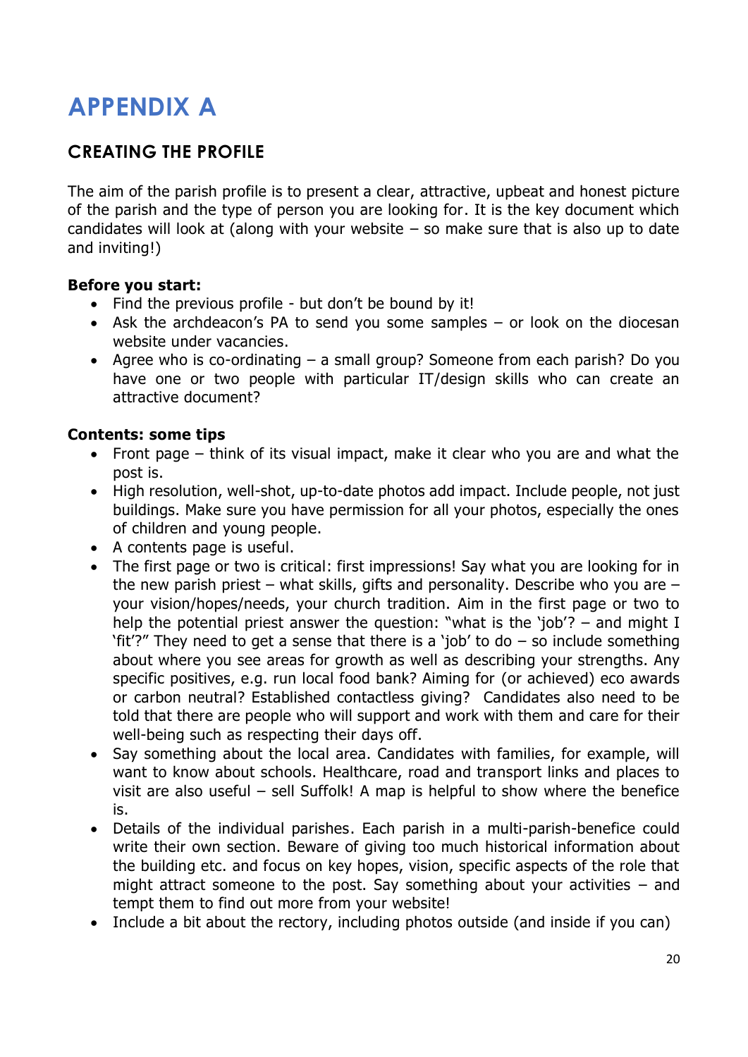# APPENDIX A

## CREATING THE PROFILE

The aim of the parish profile is to present a clear, attractive, upbeat and honest picture of the parish and the type of person you are looking for. It is the key document which candidates will look at (along with your website – so make sure that is also up to date and inviting!)

**Before you start:**

- Find the previous profile - but don't be bound by it!
- Ask the archdeacon's PA to send you some samples – or look on the diocesan website under vacancies.
- Agree who is co-ordinating – a small group? Someone from each parish? Do you have one or two people with particular IT/design skills who can create an attractive document?

**Contents: some tips**

- Front page – think of its visual impact, make it clear who you are and what the post is.
- High resolution, well-shot, up-to-date photos add impact. Include people, not just buildings. Make sure you have permission for all your photos, especially the ones of children and young people.
- A contents page is useful.
- The first page or two is critical: first impressions! Say what you are looking for in the new parish priest – what skills, gifts and personality. Describe who you are – your vision/hopes/needs, your church tradition. Aim in the first page or two to help the potential priest answer the question: "what is the 'job'? – and might I 'fit'?" They need to get a sense that there is a 'job' to do – so include something about where you see areas for growth as well as describing your strengths. Any specific positives, e.g. run local food bank? Aiming for (or achieved) eco awards or carbon neutral? Established contactless giving? Candidates also need to be told that there are people who will support and work with them and care for their well-being such as respecting their days off.
- Say something about the local area. Candidates with families, for example, will want to know about schools. Healthcare, road and transport links and places to visit are also useful – sell Suffolk! A map is helpful to show where the benefice is.
- Details of the individual parishes. Each parish in a multi-parish-benefice could write their own section. Beware of giving too much historical information about the building etc. and focus on key hopes, vision, specific aspects of the role that might attract someone to the post. Say something about your activities – and tempt them to find out more from your website!
- Include a bit about the rectory, including photos outside (and inside if you can)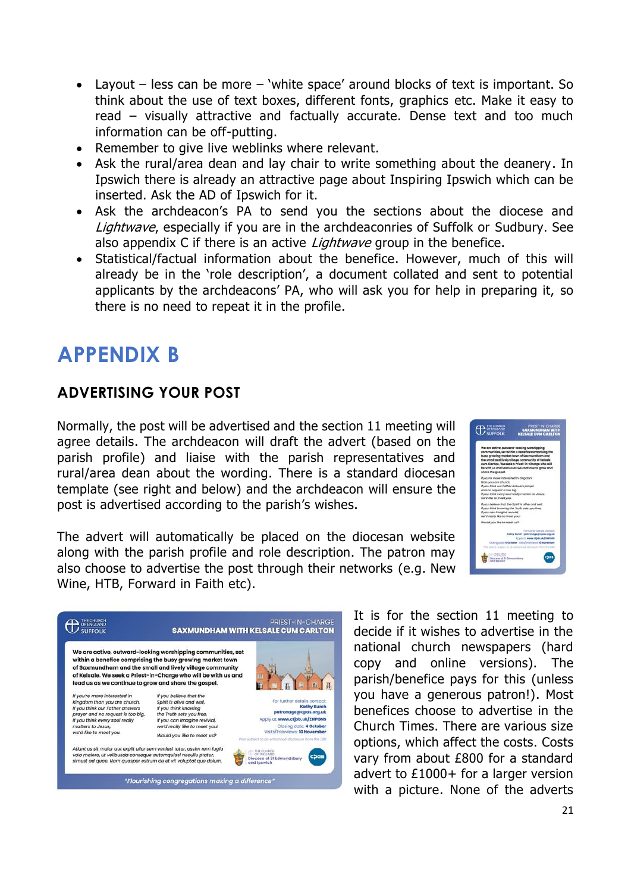- Layout – less can be more – 'white space' around blocks of text is important. So think about the use of text boxes, different fonts, graphics etc. Make it easy to read – visually attractive and factually accurate. Dense text and too much information can be off-putting.
- Remember to give live weblinks where relevant.
- Ask the rural/area dean and lay chair to write something about the deanery. In Ipswich there is already an attractive page about Inspiring Ipswich which can be inserted. Ask the AD of Ipswich for it.
- Ask the archdeacon's PA to send you the sections about the diocese and *Lightwave*, especially if you are in the archdeaconries of Suffolk or Sudbury. See also appendix C if there is an active *Lightwave* group in the benefice.
- Statistical/factual information about the benefice. However, much of this will already be in the 'role description', a document collated and sent to potential applicants by the archdeacons' PA, who will ask you for help in preparing it, so there is no need to repeat it in the profile.

# APPENDIX B

## ADVERTISING YOUR POST

Normally, the post will be advertised and the section 11 meeting will agree details. The archdeacon will draft the advert (based on the parish profile) and liaise with the parish representatives and rural/area dean about the wording. There is a standard diocesan template (see right and below) and the archdeacon will ensure the post is advertised according to the parish's wishes.

The advert will automatically be placed on the diocesan website along with the parish profile and role description. The patron may also choose to advertise the post through their networks (e.g. New Wine, HTB, Forward in Faith etc).

It is for the section 11 meeting to decide if it wishes to advertise in the national church newspapers (hard copy and online versions). The parish/benefice pays for this (unless you have a generous patron!). Most benefices choose to advertise in the Church Times. There are various size options, which affect the costs. Costs vary from about £800 for a standard advert to £1000+ for a larger version with a picture. None of the adverts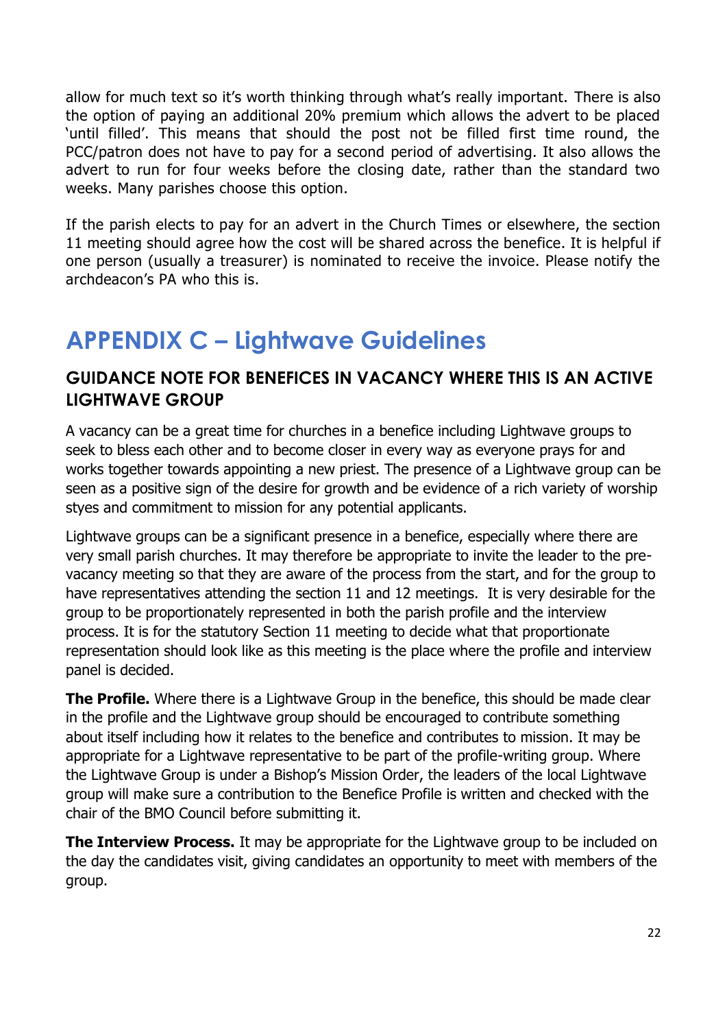allow for much text so it's worth thinking through what's really important. There is also the option of paying an additional 20% premium which allows the advert to be placed 'until filled'. This means that should the post not be filled first time round, the PCC/patron does not have to pay for a second period of advertising. It also allows the advert to run for four weeks before the closing date, rather than the standard two weeks. Many parishes choose this option.

If the parish elects to pay for an advert in the Church Times or elsewhere, the section 11 meeting should agree how the cost will be shared across the benefice. It is helpful if one person (usually a treasurer) is nominated to receive the invoice. Please notify the archdeacon's PA who this is.

# APPENDIX C – Lightwave Guidelines

## GUIDANCE NOTE FOR BENEFICES IN VACANCY WHERE THIS IS AN ACTIVE LIGHTWAVE GROUP

A vacancy can be a great time for churches in a benefice including Lightwave groups to seek to bless each other and to become closer in every way as everyone prays for and works together towards appointing a new priest. The presence of a Lightwave group can be seen as a positive sign of the desire for growth and be evidence of a rich variety of worship styes and commitment to mission for any potential applicants.

Lightwave groups can be a significant presence in a benefice, especially where there are very small parish churches. It may therefore be appropriate to invite the leader to the pre-vacancy meeting so that they are aware of the process from the start, and for the group to have representatives attending the section 11 and 12 meetings. It is very desirable for the group to be proportionately represented in both the parish profile and the interview process. It is for the statutory Section 11 meeting to decide what that proportionate representation should look like as this meeting is the place where the profile and interview panel is decided.

**The Profile.** Where there is a Lightwave Group in the benefice, this should be made clear in the profile and the Lightwave group should be encouraged to contribute something about itself including how it relates to the benefice and contributes to mission. It may be appropriate for a Lightwave representative to be part of the profile-writing group. Where the Lightwave Group is under a Bishop's Mission Order, the leaders of the local Lightwave group will make sure a contribution to the Benefice Profile is written and checked with the chair of the BMO Council before submitting it.

**The Interview Process.** It may be appropriate for the Lightwave group to be included on the day the candidates visit, giving candidates an opportunity to meet with members of the group.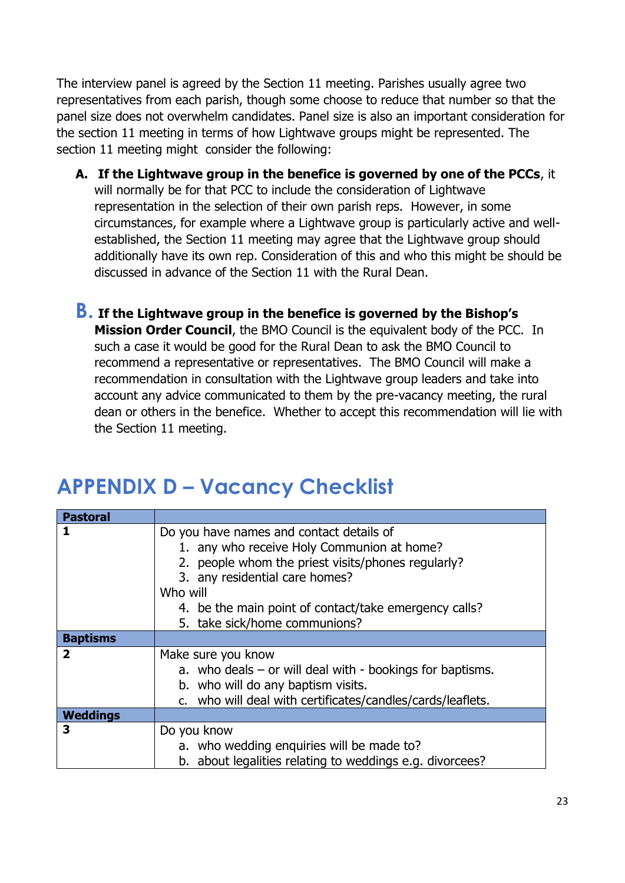The interview panel is agreed by the Section 11 meeting. Parishes usually agree two representatives from each parish, though some choose to reduce that number so that the panel size does not overwhelm candidates. Panel size is also an important consideration for the section 11 meeting in terms of how Lightwave groups might be represented. The section 11 meeting might consider the following:

A. **If the Lightwave group in the benefice is governed by one of the PCCs**, it will normally be for that PCC to include the consideration of Lightwave representation in the selection of their own parish reps. However, in some circumstances, for example where a Lightwave group is particularly active and well-established, the Section 11 meeting may agree that the Lightwave group should additionally have its own rep. Consideration of this and who this might be should be discussed in advance of the Section 11 with the Rural Dean.

B. **If the Lightwave group in the benefice is governed by the Bishop's Mission Order Council**, the BMO Council is the equivalent body of the PCC. In such a case it would be good for the Rural Dean to ask the BMO Council to recommend a representative or representatives. The BMO Council will make a recommendation in consultation with the Lightwave group leaders and take into account any advice communicated to them by the pre-vacancy meeting, the rural dean or others in the benefice. Whether to accept this recommendation will lie with the Section 11 meeting.

# APPENDIX D – Vacancy Checklist

| **Pastoral** | |
|---|---|
| **1** | Do you have names and contact details of<br>1. any who receive Holy Communion at home?<br>2. people whom the priest visits/phones regularly?<br>3. any residential care homes?<br>Who will<br>4. be the main point of contact/take emergency calls?<br>5. take sick/home communions? |
| **Baptisms** | |
| **2** | Make sure you know<br>a. who deals – or will deal with - bookings for baptisms.<br>b. who will do any baptism visits.<br>c. who will deal with certificates/candles/cards/leaflets. |
| **Weddings** | |
| **3** | Do you know<br>a. who wedding enquiries will be made to?<br>b. about legalities relating to weddings e.g. divorcees? |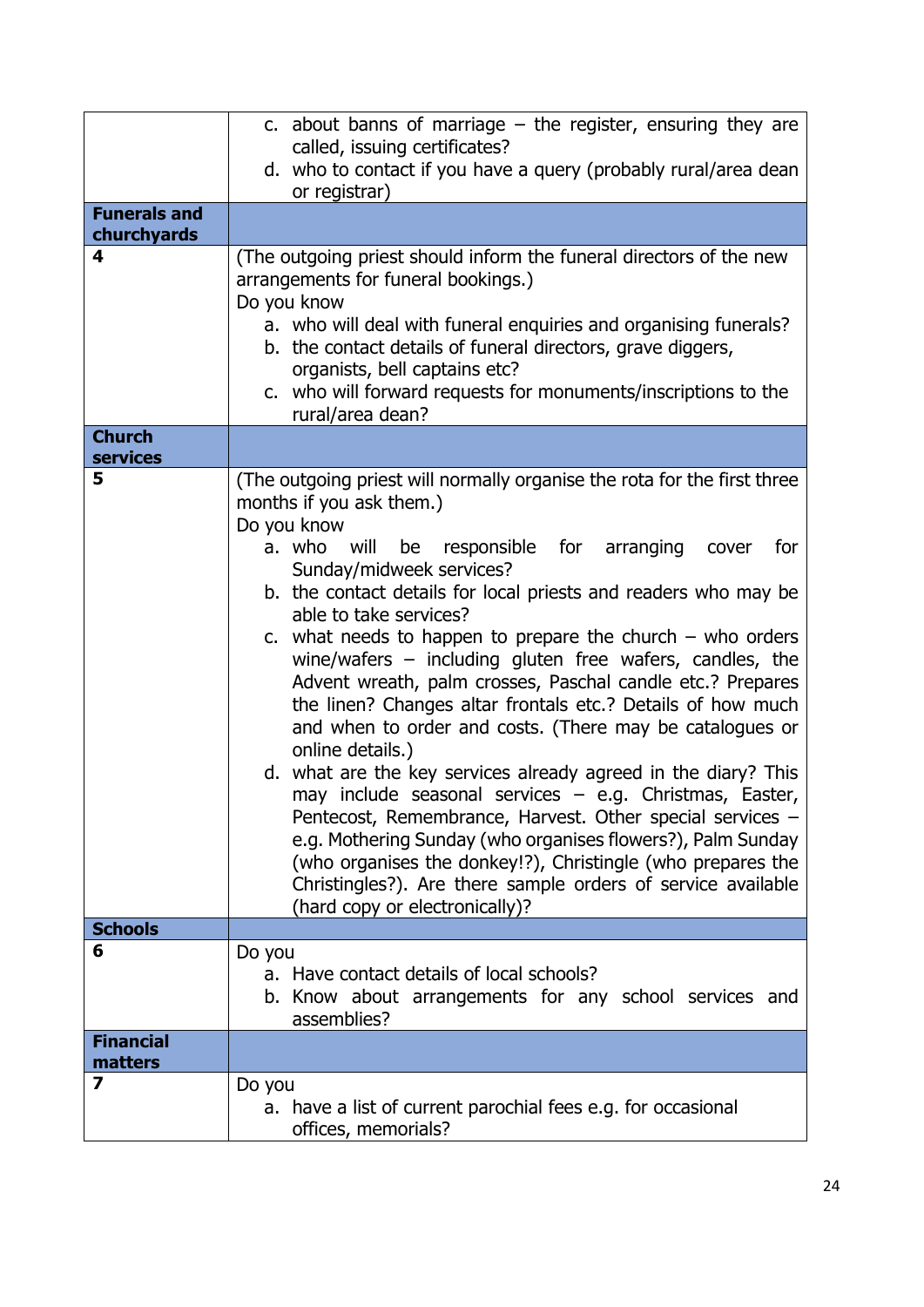| | |
|---|---|
| | c. about banns of marriage – the register, ensuring they are called, issuing certificates?<br>d. who to contact if you have a query (probably rural/area dean or registrar) |
| **Funerals and churchyards** | |
| **4** | (The outgoing priest should inform the funeral directors of the new arrangements for funeral bookings.)<br>Do you know<br>a. who will deal with funeral enquiries and organising funerals?<br>b. the contact details of funeral directors, grave diggers, organists, bell captains etc?<br>c. who will forward requests for monuments/inscriptions to the rural/area dean? |
| **Church services** | |
| **5** | (The outgoing priest will normally organise the rota for the first three months if you ask them.)<br>Do you know<br>a. who will be responsible for arranging cover for Sunday/midweek services?<br>b. the contact details for local priests and readers who may be able to take services?<br>c. what needs to happen to prepare the church – who orders wine/wafers – including gluten free wafers, candles, the Advent wreath, palm crosses, Paschal candle etc.? Prepares the linen? Changes altar frontals etc.? Details of how much and when to order and costs. (There may be catalogues or online details.)<br>d. what are the key services already agreed in the diary? This may include seasonal services – e.g. Christmas, Easter, Pentecost, Remembrance, Harvest. Other special services – e.g. Mothering Sunday (who organises flowers?), Palm Sunday (who organises the donkey!?), Christingle (who prepares the Christingles?). Are there sample orders of service available (hard copy or electronically)? |
| **Schools** | |
| **6** | Do you<br>a. Have contact details of local schools?<br>b. Know about arrangements for any school services and assemblies? |
| **Financial matters** | |
| **7** | Do you<br>a. have a list of current parochial fees e.g. for occasional offices, memorials? |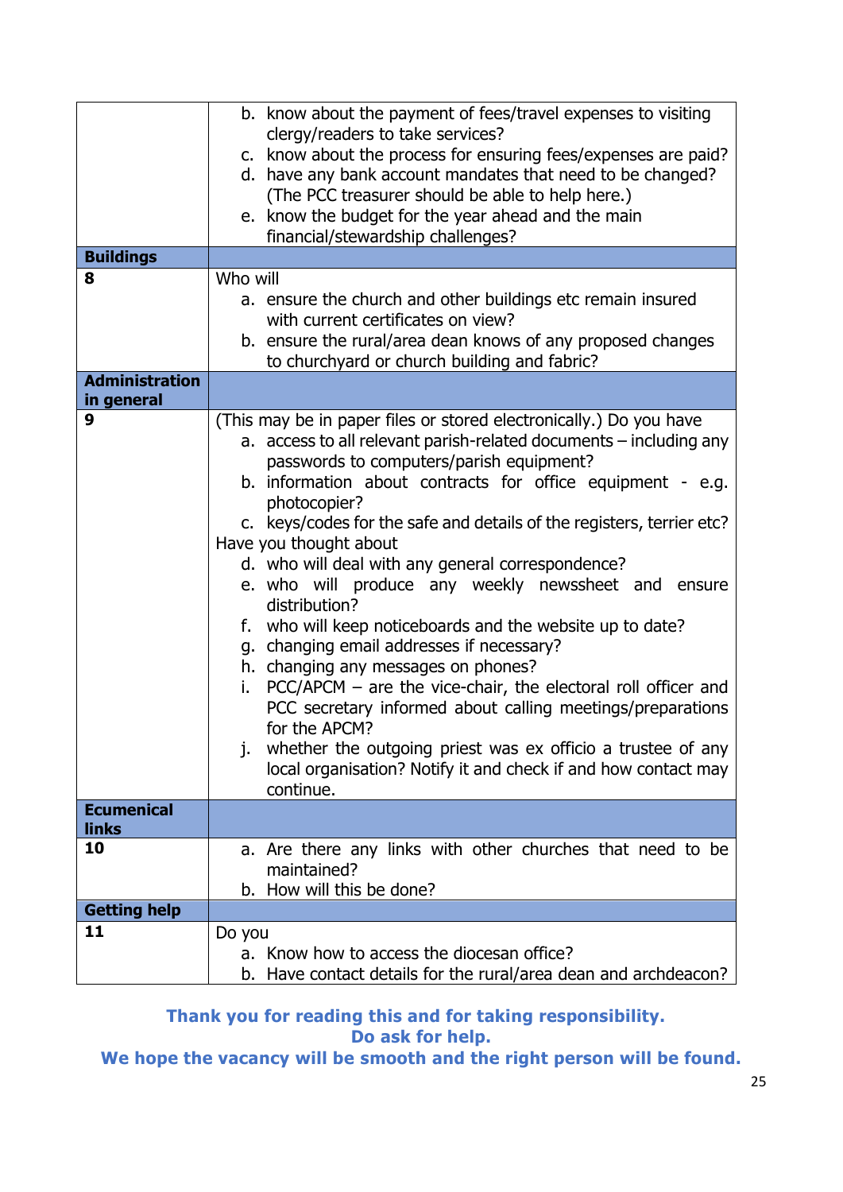| | |
|---|---|
| | b. know about the payment of fees/travel expenses to visiting clergy/readers to take services?<br>c. know about the process for ensuring fees/expenses are paid?<br>d. have any bank account mandates that need to be changed? (The PCC treasurer should be able to help here.)<br>e. know the budget for the year ahead and the main financial/stewardship challenges? |
| **Buildings** | |
| **8** | Who will<br>a. ensure the church and other buildings etc remain insured with current certificates on view?<br>b. ensure the rural/area dean knows of any proposed changes to churchyard or church building and fabric? |
| **Administration in general** | |
| **9** | (This may be in paper files or stored electronically.) Do you have<br>a. access to all relevant parish-related documents – including any passwords to computers/parish equipment?<br>b. information about contracts for office equipment - e.g. photocopier?<br>c. keys/codes for the safe and details of the registers, terrier etc?<br>Have you thought about<br>d. who will deal with any general correspondence?<br>e. who will produce any weekly newssheet and ensure distribution?<br>f. who will keep noticeboards and the website up to date?<br>g. changing email addresses if necessary?<br>h. changing any messages on phones?<br>i. PCC/APCM – are the vice-chair, the electoral roll officer and PCC secretary informed about calling meetings/preparations for the APCM?<br>j. whether the outgoing priest was ex officio a trustee of any local organisation? Notify it and check if and how contact may continue. |
| **Ecumenical links** | |
| **10** | a. Are there any links with other churches that need to be maintained?<br>b. How will this be done? |
| **Getting help** | |
| **11** | Do you<br>a. Know how to access the diocesan office?<br>b. Have contact details for the rural/area dean and archdeacon? |

**Thank you for reading this and for taking responsibility.**
**Do ask for help.**
**We hope the vacancy will be smooth and the right person will be found.**